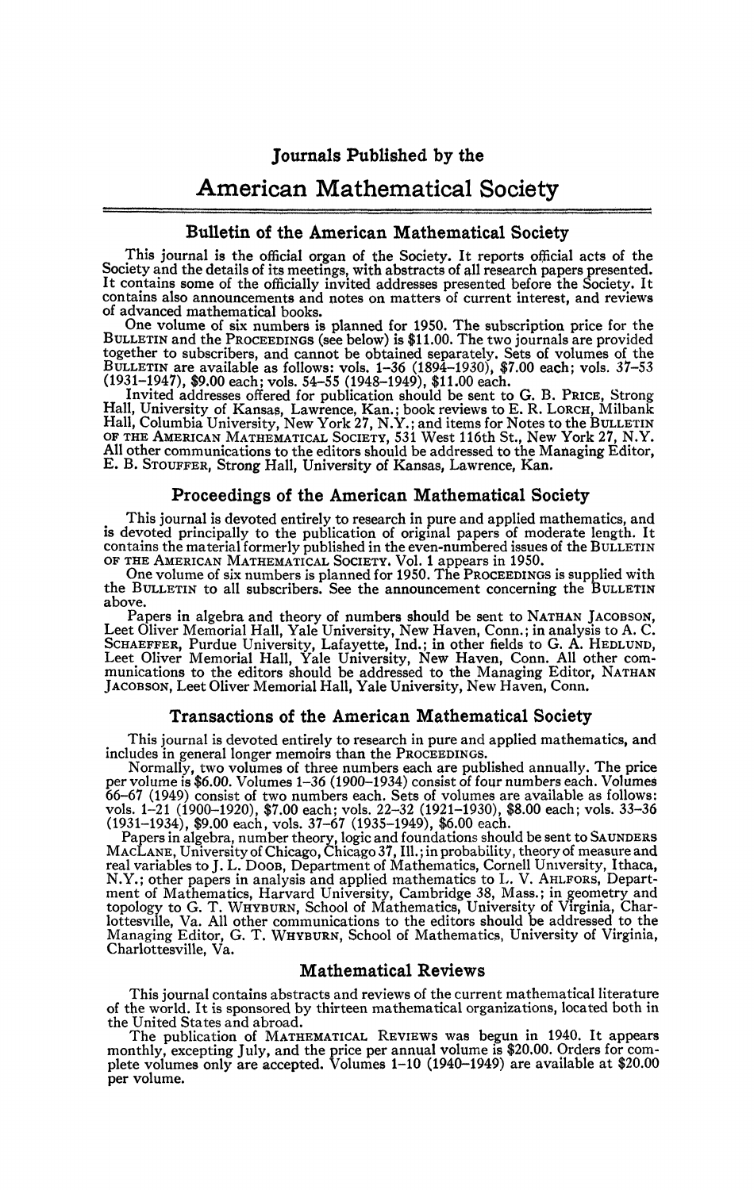# Journals Published by the American Mathematical Society

## Bulletin of the American Mathematical Society

This journal is the official organ of the Society. It reports official acts of the Society and the details of its meetings, with abstracts of all research papers presented. It contains some of the officially invited addresses presented before the Society. It contains also announcements and notes on matters of current interest, and reviews of advanced mathematical books.

One volume of six numbers is planned for 1950. The subscription price for the BULLETIN and the PROCEEDINGS (see below) is $11.00. The two journals are provided together to subscribers, and cannot be obtained separately. Sets of volumes of the BULLETIN are available as follows: vols. 1–36 (1894–1930), $7.00 each; vols. 37–53 (1931–1947), $9.00 each; vols. 54–55 (1948–1949), $11.00 each.

Invited addresses offered for publication should be sent to G. B. PRICE, Strong Hall, University of Kansas, Lawrence, Kan.; book reviews to E. R. LORCH, Milbank Hall, Columbia University, New York 27, N.Y.; and items for Notes to the BULLETIN OF THE AMERICAN MATHEMATICAL SOCIETY, 531 West 116th St., New York 27, N.Y. All other communications to the editors should be addressed to the Managing Editor, E. B. STOUFFER, Strong Hall, University of Kansas, Lawrence, Kan.

## Proceedings of the American Mathematical Society

This journal is devoted entirely to research in pure and applied mathematics, and is devoted principally to the publication of original papers of moderate length. It contains the material formerly published in the even-numbered issues of the BULLETIN OF THE AMERICAN MATHEMATICAL SOCIETY. Vol. 1 appears in 1950.

One volume of six numbers is planned for 1950. The PROCEEDINGS is supplied with the BULLETIN to all subscribers. See the announcement concerning the BULLETIN above.

Papers in algebra and theory of numbers should be sent to NATHAN JACOBSON, Leet Oliver Memorial Hall, Yale University, New Haven, Conn.; in analysis to A. C. SCHAEFFER, Purdue University, Lafayette, Ind.; in other fields to G. A. HEDLUND, Leet Oliver Memorial Hall, Yale University, New Haven, Conn. All other communications to the editors should be addressed to the Managing Editor, NATHAN JACOBSON, Leet Oliver Memorial Hall, Yale University, New Haven, Conn.

## Transactions of the American Mathematical Society

This journal is devoted entirely to research in pure and applied mathematics, and includes in general longer memoirs than the PROCEEDINGS.

Normally, two volumes of three numbers each are published annually. The price per volume is $6.00. Volumes 1–36 (1900–1934) consist of four numbers each. Volumes 66–67 (1949) consist of two numbers each. Sets of volumes are available as follows: vols. 1–21 (1900–1920), $7.00 each; vols. 22–32 (1921–1930), $8.00 each; vols. 33–36 (1931–1934), $9.00 each, vols. 37–67 (1935–1949), $6.00 each.

Papers in algebra, number theory, logic and foundations should be sent to SAUNDERS MACLANE, University of Chicago, Chicago 37, Ill.; in probability, theory of measure and real variables to J. L. DOOB, Department of Mathematics, Cornell University, Ithaca, N.Y.; other papers in analysis and applied mathematics to L. V. AHLFORS, Department of Mathematics, Harvard University, Cambridge 38, Mass.; in geometry and topology to G. T. WHYBURN, School of Mathematics, University of Virginia, Charlottesville, Va. All other communications to the editors should be addressed to the Managing Editor, G. T. WHYBURN, School of Mathematics, University of Virginia, Charlottesville, Va.

## Mathematical Reviews

This journal contains abstracts and reviews of the current mathematical literature of the world. It is sponsored by thirteen mathematical organizations, located both in the United States and abroad.

The publication of MATHEMATICAL REVIEWS was begun in 1940. It appears monthly, excepting July, and the price per annual volume is $20.00. Orders for complete volumes only are accepted. Volumes 1–10 (1940–1949) are available at $20.00 per volume.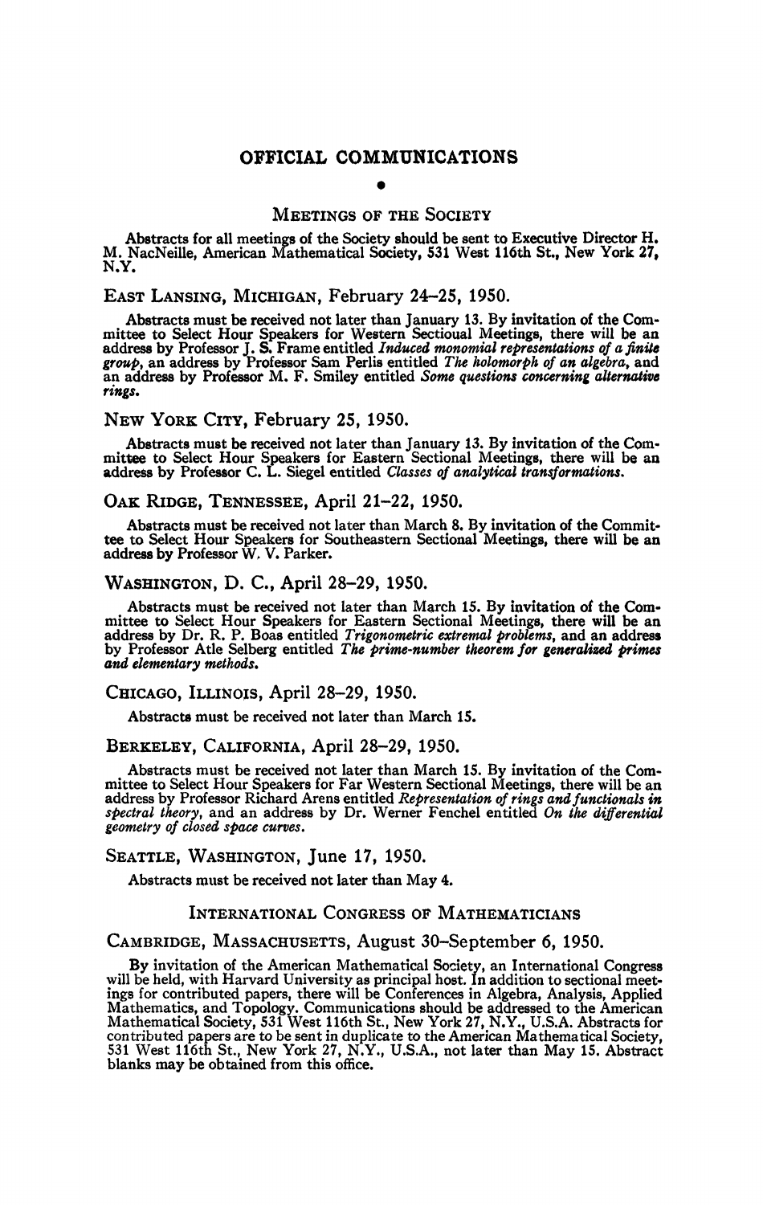# OFFICIAL COMMUNICATIONS

•

## Meetings of the Society

Abstracts for all meetings of the Society should be sent to Executive Director H. M. NacNeille, American Mathematical Society, 531 West 116th St., New York 27, N.Y.

### East Lansing, Michigan, February 24–25, 1950.

Abstracts must be received not later than January 13. By invitation of the Committee to Select Hour Speakers for Western Sectioual Meetings, there will be an address by Professor J. S. Frame entitled *Induced monomial representations of a finite group*, an address by Professor Sam Perlis entitled *The holomorph of an algebra*, and an address by Professor M. F. Smiley entitled *Some questions concerning alternative rings.*

### New York City, February 25, 1950.

Abstracts must be received not later than January 13. By invitation of the Committee to Select Hour Speakers for Eastern Sectional Meetings, there will be an address by Professor C. L. Siegel entitled *Classes of analytical transformations.*

### Oak Ridge, Tennessee, April 21–22, 1950.

Abstracts must be received not later than March 8. By invitation of the Committee to Select Hour Speakers for Southeastern Sectional Meetings, there will be an address by Professor W. V. Parker.

### Washington, D. C., April 28–29, 1950.

Abstracts must be received not later than March 15. By invitation of the Committee to Select Hour Speakers for Eastern Sectional Meetings, there will be an address by Dr. R. P. Boas entitled *Trigonometric extremal problems*, and an address by Professor Atle Selberg entitled *The prime-number theorem for generalized primes and elementary methods.*

### Chicago, Illinois, April 28–29, 1950.

Abstracts must be received not later than March 15.

### Berkeley, California, April 28–29, 1950.

Abstracts must be received not later than March 15. By invitation of the Committee to Select Hour Speakers for Far Western Sectional Meetings, there will be an address by Professor Richard Arens entitled *Representation of rings and functionals in spectral theory*, and an address by Dr. Werner Fenchel entitled *On the differential geometry of closed space curves.*

### Seattle, Washington, June 17, 1950.

Abstracts must be received not later than May 4.

## International Congress of Mathematicians

### Cambridge, Massachusetts, August 30–September 6, 1950.

By invitation of the American Mathematical Society, an International Congress will be held, with Harvard University as principal host. In addition to sectional meetings for contributed papers, there will be Conferences in Algebra, Analysis, Applied Mathematics, and Topology. Communications should be addressed to the American Mathematical Society, 531 West 116th St., New York 27, N.Y., U.S.A. Abstracts for contributed papers are to be sent in duplicate to the American Mathematical Society, 531 West 116th St., New York 27, N.Y., U.S.A., not later than May 15. Abstract blanks may be obtained from this office.